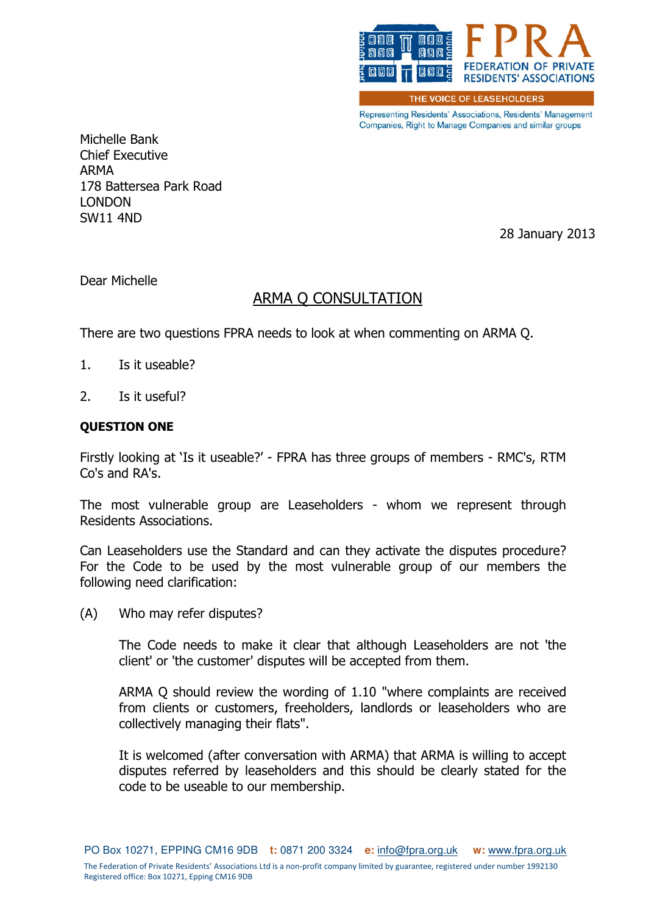FPRA
FEDERATION OF PRIVATE RESIDENTS' ASSOCIATIONS

THE VOICE OF LEASEHOLDERS

Representing Residents' Associations, Residents' Management Companies, Right to Manage Companies and similar groups

Michelle Bank
Chief Executive
ARMA
178 Battersea Park Road
LONDON
SW11 4ND

28 January 2013

Dear Michelle

## ARMA Q CONSULTATION

There are two questions FPRA needs to look at when commenting on ARMA Q.

1. Is it useable?

2. Is it useful?

**QUESTION ONE**

Firstly looking at 'Is it useable?' - FPRA has three groups of members - RMC's, RTM Co's and RA's.

The most vulnerable group are Leaseholders - whom we represent through Residents Associations.

Can Leaseholders use the Standard and can they activate the disputes procedure? For the Code to be used by the most vulnerable group of our members the following need clarification:

(A) Who may refer disputes?

The Code needs to make it clear that although Leaseholders are not 'the client' or 'the customer' disputes will be accepted from them.

ARMA Q should review the wording of 1.10 "where complaints are received from clients or customers, freeholders, landlords or leaseholders who are collectively managing their flats".

It is welcomed (after conversation with ARMA) that ARMA is willing to accept disputes referred by leaseholders and this should be clearly stated for the code to be useable to our membership.

PO Box 10271, EPPING CM16 9DB **t:** 0871 200 3324 **e:** info@fpra.org.uk **w:** www.fpra.org.uk

The Federation of Private Residents' Associations Ltd is a non-profit company limited by guarantee, registered under number 1992130
Registered office: Box 10271, Epping CM16 9DB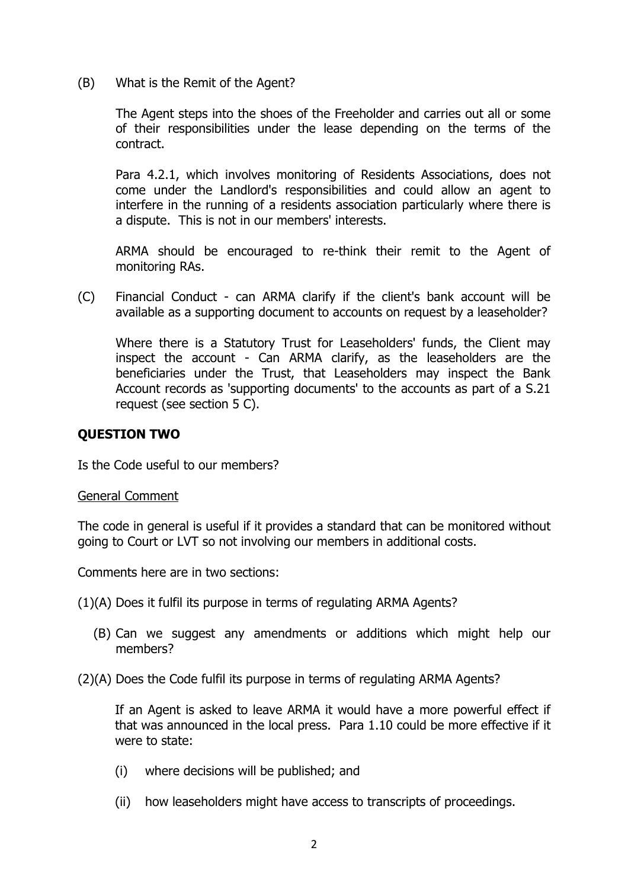(B) What is the Remit of the Agent?

The Agent steps into the shoes of the Freeholder and carries out all or some of their responsibilities under the lease depending on the terms of the contract.

Para 4.2.1, which involves monitoring of Residents Associations, does not come under the Landlord's responsibilities and could allow an agent to interfere in the running of a residents association particularly where there is a dispute. This is not in our members' interests.

ARMA should be encouraged to re-think their remit to the Agent of monitoring RAs.

(C) Financial Conduct - can ARMA clarify if the client's bank account will be available as a supporting document to accounts on request by a leaseholder?

Where there is a Statutory Trust for Leaseholders' funds, the Client may inspect the account - Can ARMA clarify, as the leaseholders are the beneficiaries under the Trust, that Leaseholders may inspect the Bank Account records as 'supporting documents' to the accounts as part of a S.21 request (see section 5 C).

**QUESTION TWO**

Is the Code useful to our members?

General Comment

The code in general is useful if it provides a standard that can be monitored without going to Court or LVT so not involving our members in additional costs.

Comments here are in two sections:

(1)(A) Does it fulfil its purpose in terms of regulating ARMA Agents?

(B) Can we suggest any amendments or additions which might help our members?

(2)(A) Does the Code fulfil its purpose in terms of regulating ARMA Agents?

If an Agent is asked to leave ARMA it would have a more powerful effect if that was announced in the local press. Para 1.10 could be more effective if it were to state:

(i) where decisions will be published; and

(ii) how leaseholders might have access to transcripts of proceedings.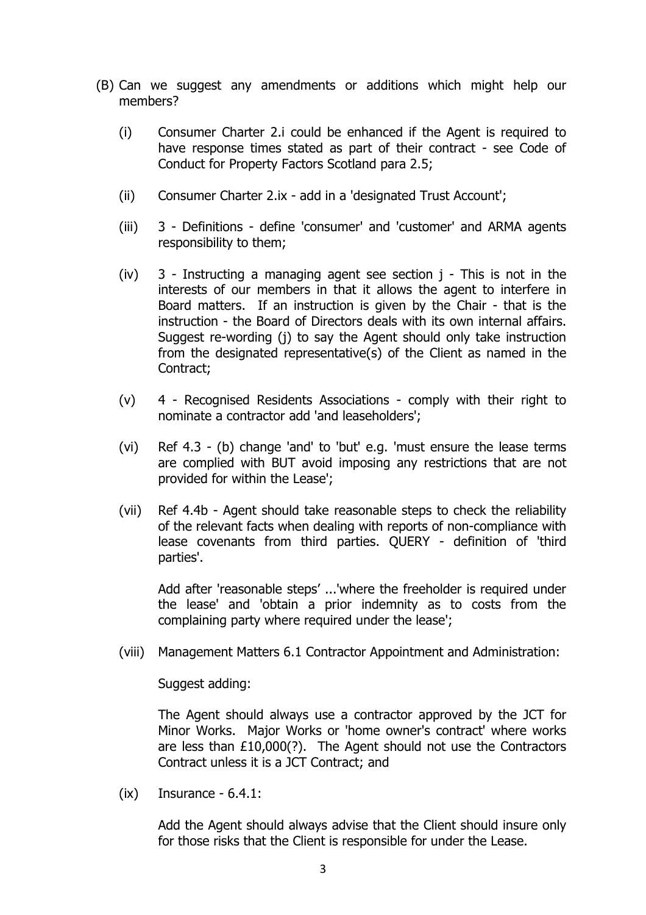(B) Can we suggest any amendments or additions which might help our members?

(i) Consumer Charter 2.i could be enhanced if the Agent is required to have response times stated as part of their contract - see Code of Conduct for Property Factors Scotland para 2.5;

(ii) Consumer Charter 2.ix - add in a 'designated Trust Account';

(iii) 3 - Definitions - define 'consumer' and 'customer' and ARMA agents responsibility to them;

(iv) 3 - Instructing a managing agent see section j - This is not in the interests of our members in that it allows the agent to interfere in Board matters. If an instruction is given by the Chair - that is the instruction - the Board of Directors deals with its own internal affairs. Suggest re-wording (j) to say the Agent should only take instruction from the designated representative(s) of the Client as named in the Contract;

(v) 4 - Recognised Residents Associations - comply with their right to nominate a contractor add 'and leaseholders';

(vi) Ref 4.3 - (b) change 'and' to 'but' e.g. 'must ensure the lease terms are complied with BUT avoid imposing any restrictions that are not provided for within the Lease';

(vii) Ref 4.4b - Agent should take reasonable steps to check the reliability of the relevant facts when dealing with reports of non-compliance with lease covenants from third parties. QUERY - definition of 'third parties'.

Add after 'reasonable steps' ...'where the freeholder is required under the lease' and 'obtain a prior indemnity as to costs from the complaining party where required under the lease';

(viii) Management Matters 6.1 Contractor Appointment and Administration:

Suggest adding:

The Agent should always use a contractor approved by the JCT for Minor Works. Major Works or 'home owner's contract' where works are less than £10,000(?). The Agent should not use the Contractors Contract unless it is a JCT Contract; and

(ix) Insurance - 6.4.1:

Add the Agent should always advise that the Client should insure only for those risks that the Client is responsible for under the Lease.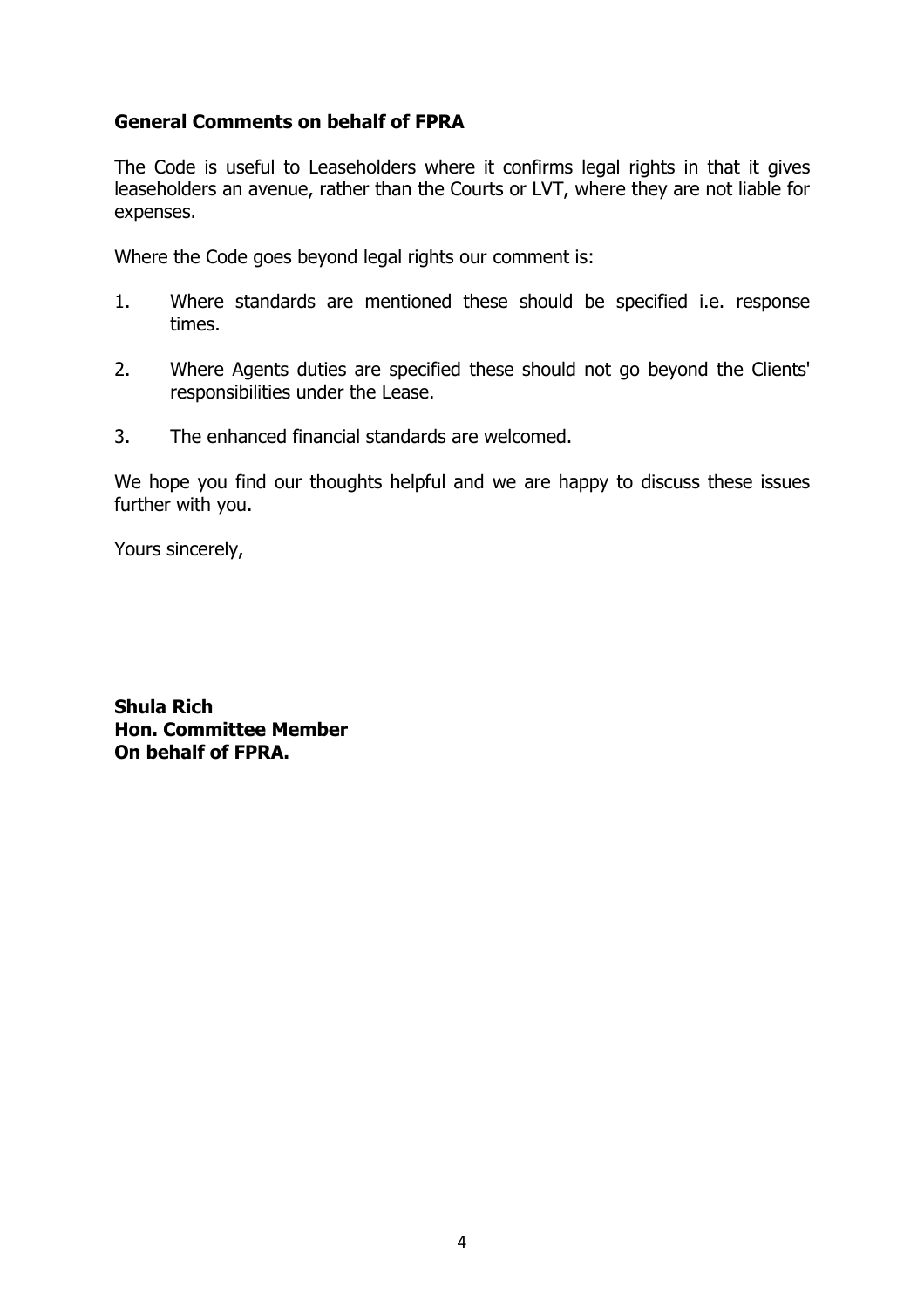**General Comments on behalf of FPRA**

The Code is useful to Leaseholders where it confirms legal rights in that it gives leaseholders an avenue, rather than the Courts or LVT, where they are not liable for expenses.

Where the Code goes beyond legal rights our comment is:

1. Where standards are mentioned these should be specified i.e. response times.

2. Where Agents duties are specified these should not go beyond the Clients' responsibilities under the Lease.

3. The enhanced financial standards are welcomed.

We hope you find our thoughts helpful and we are happy to discuss these issues further with you.

Yours sincerely,

**Shula Rich**
**Hon. Committee Member**
**On behalf of FPRA.**